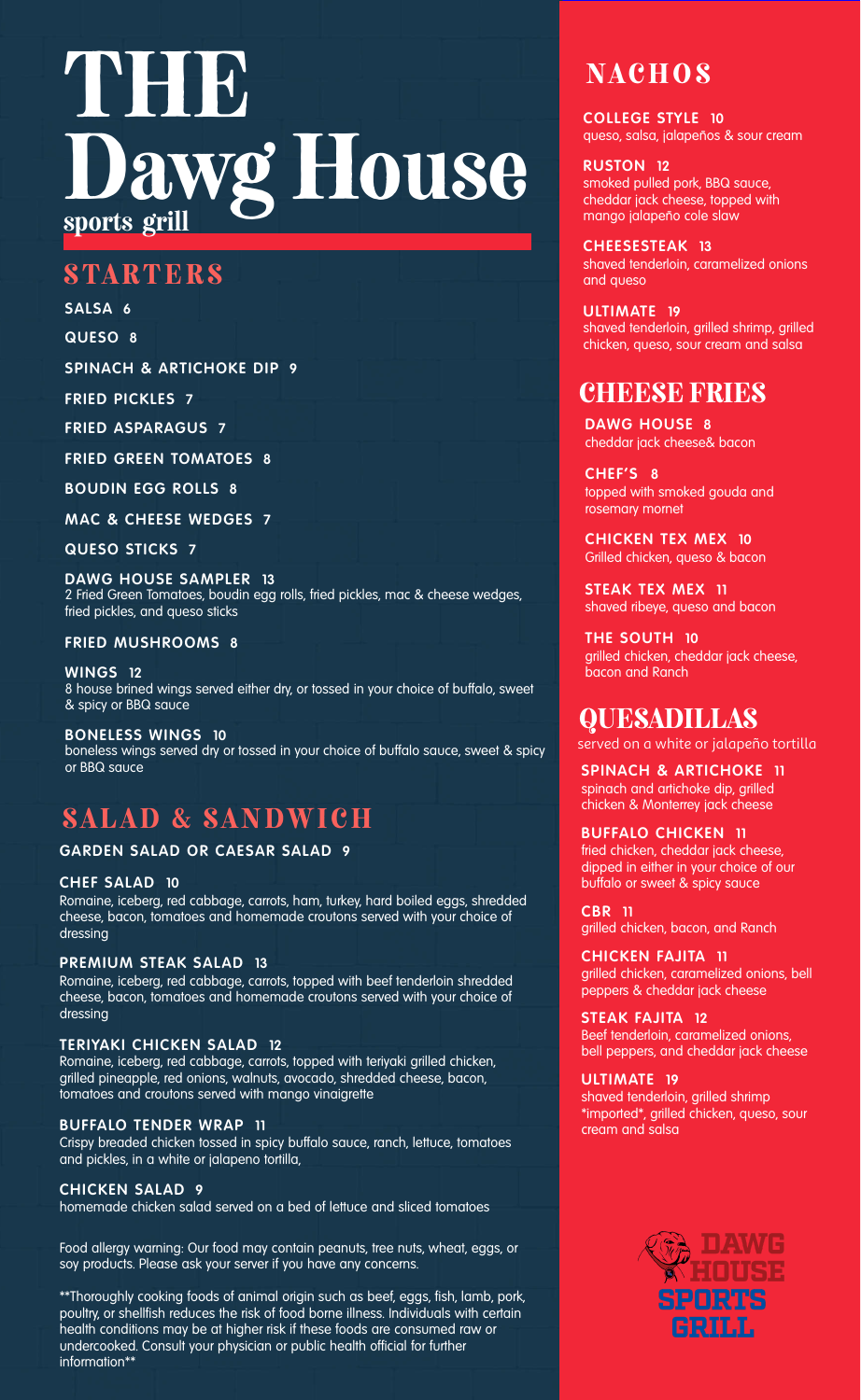# THE Dawg House
## sports grill

## STARTERS

**SALSA 6**

**QUESO 8**

**SPINACH & ARTICHOKE DIP 9**

**FRIED PICKLES 7**

**FRIED ASPARAGUS 7**

**FRIED GREEN TOMATOES 8**

**BOUDIN EGG ROLLS 8**

**MAC & CHEESE WEDGES 7**

**QUESO STICKS 7**

**DAWG HOUSE SAMPLER 13**
2 Fried Green Tomatoes, boudin egg rolls, fried pickles, mac & cheese wedges, fried pickles, and queso sticks

**FRIED MUSHROOMS 8**

**WINGS 12**
8 house brined wings served either dry, or tossed in your choice of buffalo, sweet & spicy or BBQ sauce

**BONELESS WINGS 10**
boneless wings served dry or tossed in your choice of buffalo sauce, sweet & spicy or BBQ sauce

## SALAD & SANDWICH

**GARDEN SALAD OR CAESAR SALAD 9**

**CHEF SALAD 10**
Romaine, iceberg, red cabbage, carrots, ham, turkey, hard boiled eggs, shredded cheese, bacon, tomatoes and homemade croutons served with your choice of dressing

**PREMIUM STEAK SALAD 13**
Romaine, iceberg, red cabbage, carrots, topped with beef tenderloin shredded cheese, bacon, tomatoes and homemade croutons served with your choice of dressing

**TERIYAKI CHICKEN SALAD 12**
Romaine, iceberg, red cabbage, carrots, topped with teriyaki grilled chicken, grilled pineapple, red onions, walnuts, avocado, shredded cheese, bacon, tomatoes and croutons served with mango vinaigrette

**BUFFALO TENDER WRAP 11**
Crispy breaded chicken tossed in spicy buffalo sauce, ranch, lettuce, tomatoes and pickles, in a white or jalapeno tortilla,

**CHICKEN SALAD 9**
homemade chicken salad served on a bed of lettuce and sliced tomatoes

Food allergy warning: Our food may contain peanuts, tree nuts, wheat, eggs, or soy products. Please ask your server if you have any concerns.

**Thoroughly cooking foods of animal origin such as beef, eggs, fish, lamb, pork, poultry, or shellfish reduces the risk of food borne illness. Individuals with certain health conditions may be at higher risk if these foods are consumed raw or undercooked. Consult your physician or public health official for further information**

## NACHOS

**COLLEGE STYLE 10**
queso, salsa, jalapeños & sour cream

**RUSTON 12**
smoked pulled pork, BBQ sauce, cheddar jack cheese, topped with mango jalapeño cole slaw

**CHEESESTEAK 13**
shaved tenderloin, caramelized onions and queso

**ULTIMATE 19**
shaved tenderloin, grilled shrimp, grilled chicken, queso, sour cream and salsa

## CHEESE FRIES

**DAWG HOUSE 8**
cheddar jack cheese& bacon

**CHEF'S 8**
topped with smoked gouda and rosemary mornet

**CHICKEN TEX MEX 10**
Grilled chicken, queso & bacon

**STEAK TEX MEX 11**
shaved ribeye, queso and bacon

**THE SOUTH 10**
grilled chicken, cheddar jack cheese, bacon and Ranch

## QUESADILLAS

served on a white or jalapeño tortilla

**SPINACH & ARTICHOKE 11**
spinach and artichoke dip, grilled chicken & Monterrey jack cheese

**BUFFALO CHICKEN 11**
fried chicken, cheddar jack cheese, dipped in either in your choice of our buffalo or sweet & spicy sauce

**CBR 11**
grilled chicken, bacon, and Ranch

**CHICKEN FAJITA 11**
grilled chicken, caramelized onions, bell peppers & cheddar jack cheese

**STEAK FAJITA 12**
Beef tenderloin, caramelized onions, bell peppers, and cheddar jack cheese

**ULTIMATE 19**
shaved tenderloin, grilled shrimp *imported*, grilled chicken, queso, sour cream and salsa

DAWG HOUSE SPORTS GRILL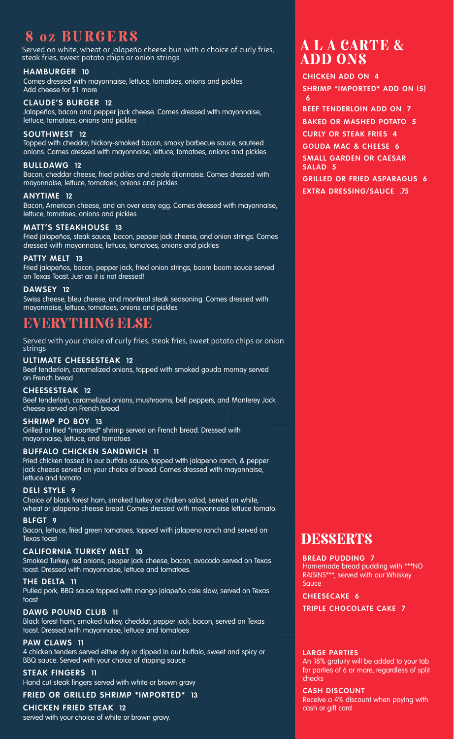# 8 oz BURGERS

Served on white, wheat or jalapeño cheese bun with a choice of curly fries, steak fries, sweet potato chips or onion strings

### HAMBURGER 10

Comes dressed with mayonnaise, lettuce, tomatoes, onions and pickles
Add cheese for $1 more

### CLAUDE'S BURGER 12

Jalapeños, bacon and pepper jack cheese. Comes dressed with mayonnaise, lettuce, tomatoes, onions and pickles

### SOUTHWEST 12

Topped with cheddar, hickory-smoked bacon, smoky barbecue sauce, sauteed onions. Comes dressed with mayonnaise, lettuce, tomatoes, onions and pickles

### BULLDAWG 12

Bacon, cheddar cheese, fried pickles and creole dijonnaise. Comes dressed with mayonnaise, lettuce, tomatoes, onions and pickles

### ANYTIME 12

Bacon, American cheese, and an over easy egg. Comes dressed with mayonnaise, lettuce, tomatoes, onions and pickles

### MATT'S STEAKHOUSE 13

Fried jalapeños, steak sauce, bacon, pepper jack cheese, and onion strings. Comes dressed with mayonnaise, lettuce, tomatoes, onions and pickles

### PATTY MELT 13

Fried jalapeños, bacon, pepper jack, fried onion strings, boom boom sauce served on Texas Toast. Just as it is not dressed!

### DAWSEY 12

Swiss cheese, bleu cheese, and montreal steak seasoning. Comes dressed with mayonnaise, lettuce, tomatoes, onions and pickles

# EVERYTHING ELSE

Served with your choice of curly fries, steak fries, sweet potato chips or onion strings

### ULTIMATE CHEESESTEAK 12

Beef tenderloin, caramelized onions, topped with smoked gouda mornay served on French bread

### CHEESESTEAK 12

Beef tenderloin, caramelized onions, mushrooms, bell peppers, and Monterey Jack cheese served on French bread

### SHRIMP PO BOY 13

Grilled or fried *imported* shrimp served on French bread. Dressed with mayonnaise, lettuce, and tomatoes

### BUFFALO CHICKEN SANDWICH 11

Fried chicken tossed in our buffalo sauce, topped with jalapeno ranch, & pepper jack cheese served on your choice of bread. Comes dressed with mayonnaise, lettuce and tomato

### DELI STYLE 9

Choice of black forest ham, smoked turkey or chicken salad, served on white, wheat or jalapeno cheese bread. Comes dressed with mayonnaise lettuce tomato.

### BLFGT 9

Bacon, lettuce, fried green tomatoes, topped with jalapeno ranch and served on Texas toast

### CALIFORNIA TURKEY MELT 10

Smoked Turkey, red onions, pepper jack cheese, bacon, avocado served on Texas toast. Dressed with mayonnaise, lettuce and tomatoes.

### THE DELTA 11

Pulled pork, BBQ sauce topped with mango jalapeño cole slaw, served on Texas toast

### DAWG POUND CLUB 11

Black forest ham, smoked turkey, cheddar, pepper jack, bacon, served on Texas toast. Dressed with mayonnaise, lettuce and tomatoes

### PAW CLAWS 11

4 chicken tenders served either dry or dipped in our buffalo, sweet and spicy or BBQ sauce. Served with your choice of dipping sauce

### STEAK FINGERS 11

Hand cut steak fingers served with white or brown gravy

### FRIED OR GRILLED SHRIMP *IMPORTED* 13

### CHICKEN FRIED STEAK 12

served with your choice of white or brown gravy.

# A LA CARTE & ADD ONS

- CHICKEN ADD ON 4
- SHRIMP *IMPORTED* ADD ON (5) 6
- BEEF TENDERLOIN ADD ON 7
- BAKED OR MASHED POTATO 5
- CURLY OR STEAK FRIES 4
- GOUDA MAC & CHEESE 6
- SMALL GARDEN OR CAESAR SALAD 5
- GRILLED OR FRIED ASPARAGUS 6
- EXTRA DRESSING/SAUCE .75

# DESSERTS

### BREAD PUDDING 7

Homemade bread pudding with ***NO RAISINS***, served with our Whiskey Sauce

### CHEESECAKE 6

### TRIPLE CHOCOLATE CAKE 7

### LARGE PARTIES

An 18% gratuity will be added to your tab for parties of 6 or more, regardless of split checks

### CASH DISCOUNT

Receive a 4% discount when paying with cash or gift card